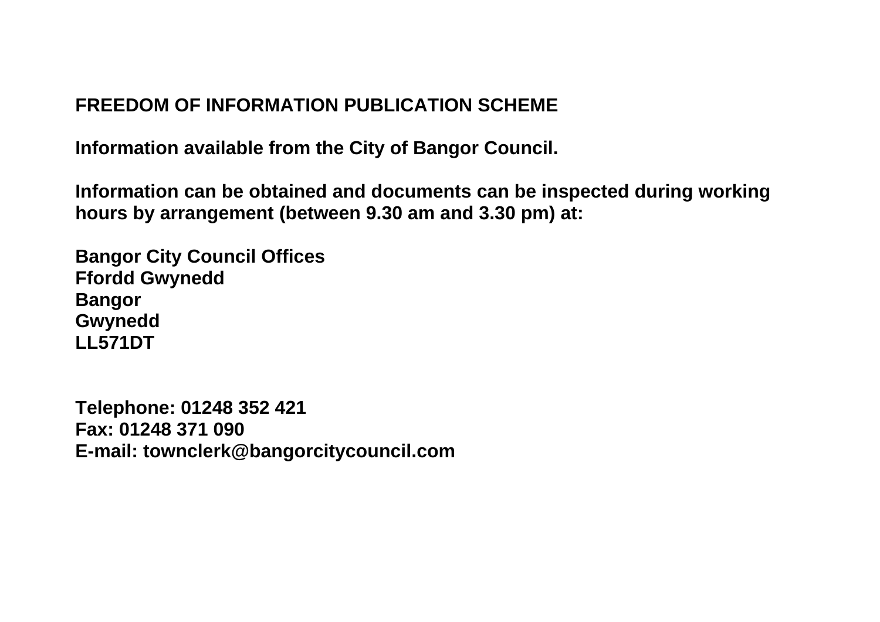# FREEDOM OF INFORMATION PUBLICATION SCHEME

**Information available from the City of Bangor Council.**

**Information can be obtained and documents can be inspected during working hours by arrangement (between 9.30 am and 3.30 pm) at:**

**Bangor City Council Offices**
**Ffordd Gwynedd**
**Bangor**
**Gwynedd**
**LL571DT**

**Telephone: 01248 352 421**
**Fax: 01248 371 090**
**E-mail: townclerk@bangorcitycouncil.com**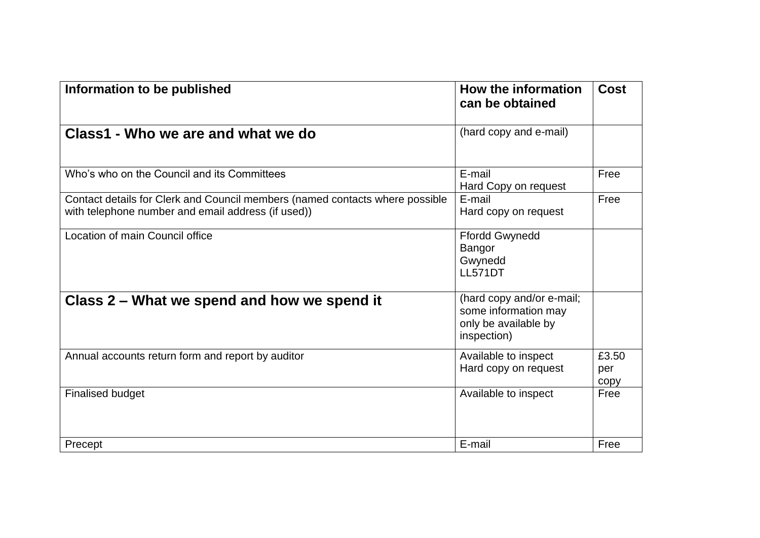| Information to be published | How the information can be obtained | Cost |
|---|---|---|
| **Class1 - Who we are and what we do** | (hard copy and e-mail) | |
| Who's who on the Council and its Committees | E-mail<br>Hard Copy on request | Free |
| Contact details for Clerk and Council members (named contacts where possible with telephone number and email address (if used)) | E-mail<br>Hard copy on request | Free |
| Location of main Council office | Ffordd Gwynedd<br>Bangor<br>Gwynedd<br>LL571DT | |
| **Class 2 – What we spend and how we spend it** | (hard copy and/or e-mail; some information may only be available by inspection) | |
| Annual accounts return form and report by auditor | Available to inspect<br>Hard copy on request | £3.50 per copy |
| Finalised budget | Available to inspect | Free |
| Precept | E-mail | Free |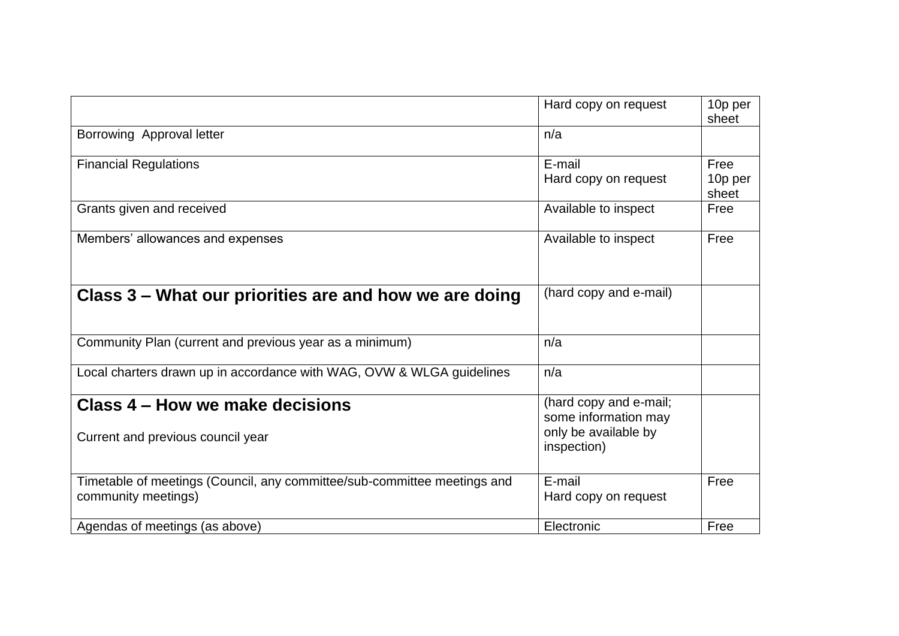| | | |
|---|---|---|
| | Hard copy on request | 10p per sheet |
| Borrowing Approval letter | n/a | |
| Financial Regulations | E-mail<br>Hard copy on request | Free<br>10p per sheet |
| Grants given and received | Available to inspect | Free |
| Members' allowances and expenses | Available to inspect | Free |
| **Class 3 – What our priorities are and how we are doing** | (hard copy and e-mail) | |
| Community Plan (current and previous year as a minimum) | n/a | |
| Local charters drawn up in accordance with WAG, OVW & WLGA guidelines | n/a | |
| **Class 4 – How we make decisions**<br><br>Current and previous council year | (hard copy and e-mail; some information may only be available by inspection) | |
| Timetable of meetings (Council, any committee/sub-committee meetings and community meetings) | E-mail<br>Hard copy on request | Free |
| Agendas of meetings (as above) | Electronic | Free |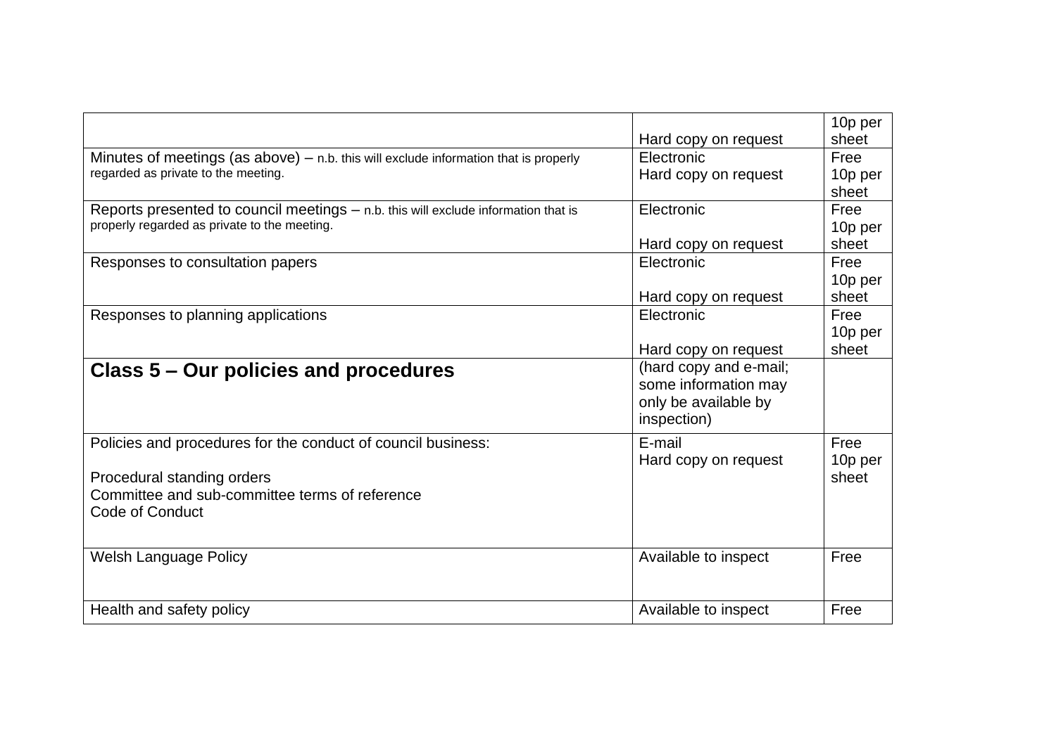| | | |
|---|---|---|
| | Hard copy on request | 10p per sheet |
| Minutes of meetings (as above) – n.b. this will exclude information that is properly regarded as private to the meeting. | Electronic<br>Hard copy on request | Free<br>10p per sheet |
| Reports presented to council meetings – n.b. this will exclude information that is properly regarded as private to the meeting. | Electronic<br><br>Hard copy on request | Free<br>10p per sheet |
| Responses to consultation papers | Electronic<br><br>Hard copy on request | Free<br>10p per sheet |
| Responses to planning applications | Electronic<br><br>Hard copy on request | Free<br>10p per sheet |
| **Class 5 – Our policies and procedures** | (hard copy and e-mail; some information may only be available by inspection) | |
| Policies and procedures for the conduct of council business:<br><br>Procedural standing orders<br>Committee and sub-committee terms of reference<br>Code of Conduct | E-mail<br>Hard copy on request | Free<br>10p per sheet |
| Welsh Language Policy | Available to inspect | Free |
| Health and safety policy | Available to inspect | Free |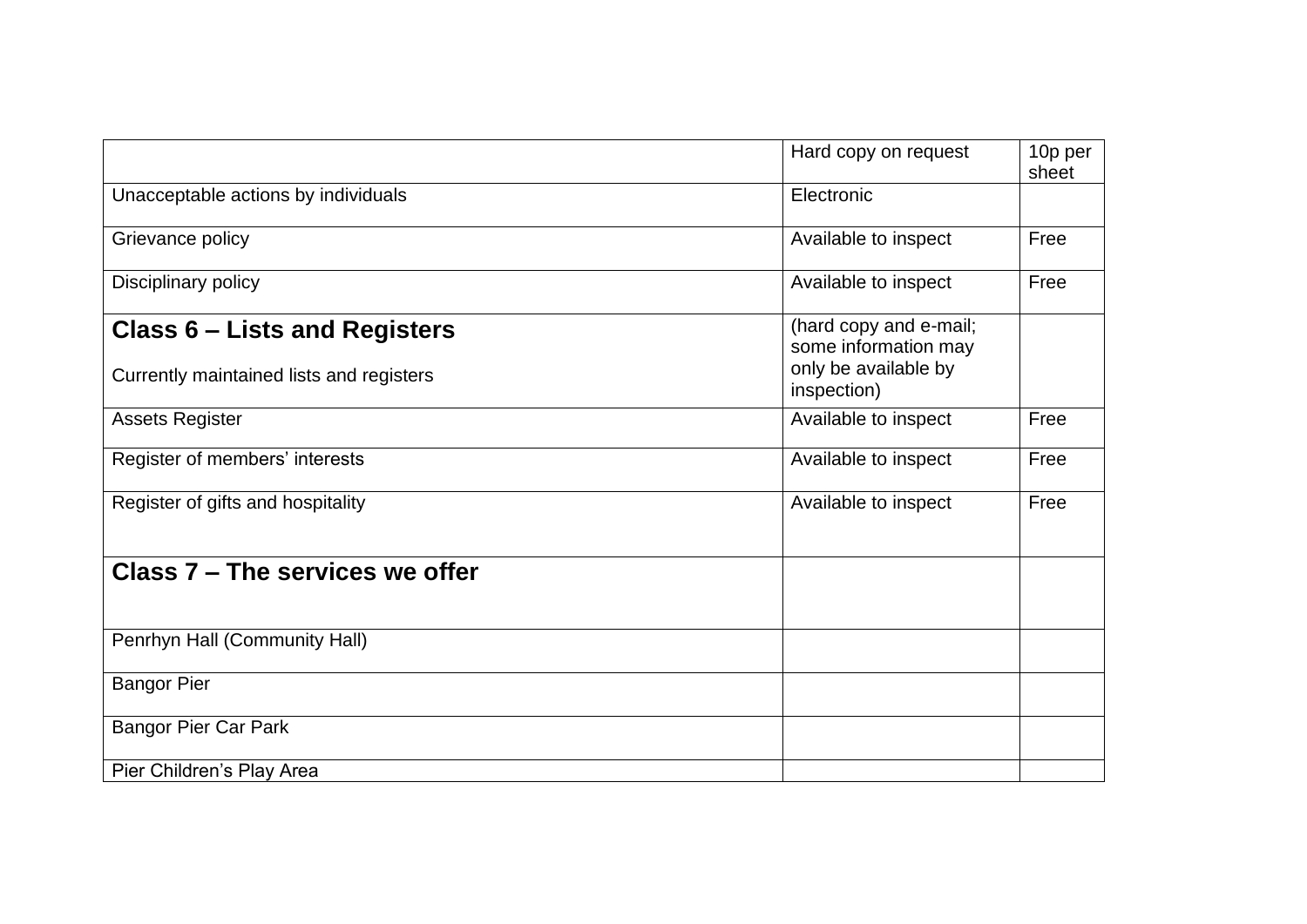|  |  |  |
|---|---|---|
|  | Hard copy on request | 10p per sheet |
| Unacceptable actions by individuals | Electronic |  |
| Grievance policy | Available to inspect | Free |
| Disciplinary policy | Available to inspect | Free |
| **Class 6 – Lists and Registers**<br><br>Currently maintained lists and registers | (hard copy and e-mail; some information may only be available by inspection) |  |
| Assets Register | Available to inspect | Free |
| Register of members' interests | Available to inspect | Free |
| Register of gifts and hospitality | Available to inspect | Free |
| **Class 7 – The services we offer** |  |  |
| Penrhyn Hall (Community Hall) |  |  |
| Bangor Pier |  |  |
| Bangor Pier Car Park |  |  |
| Pier Children's Play Area |  |  |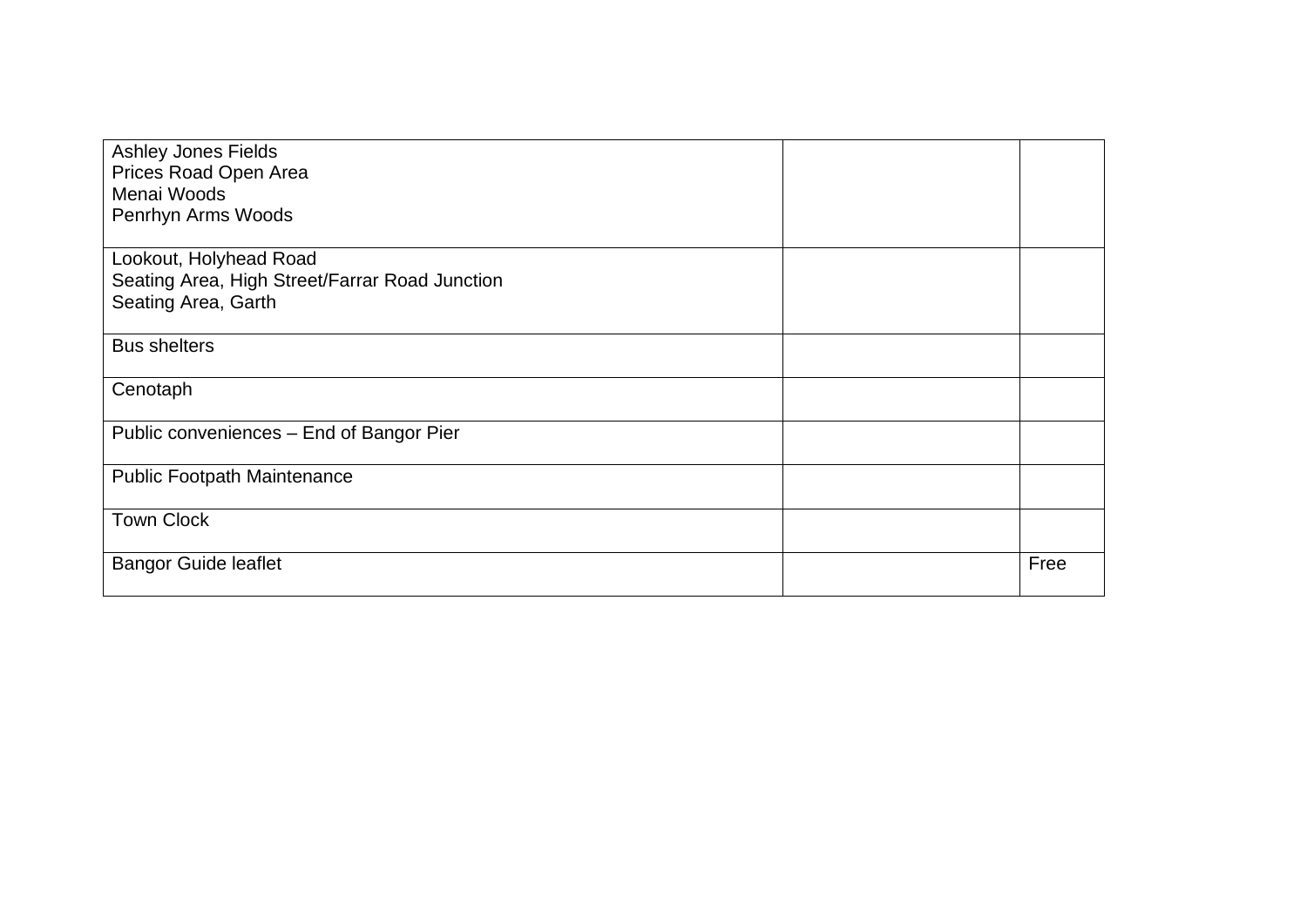| | | |
|---|---|---|
| Ashley Jones Fields<br>Prices Road Open Area<br>Menai Woods<br>Penrhyn Arms Woods | | |
| Lookout, Holyhead Road<br>Seating Area, High Street/Farrar Road Junction<br>Seating Area, Garth | | |
| Bus shelters | | |
| Cenotaph | | |
| Public conveniences – End of Bangor Pier | | |
| Public Footpath Maintenance | | |
| Town Clock | | |
| Bangor Guide leaflet | | Free |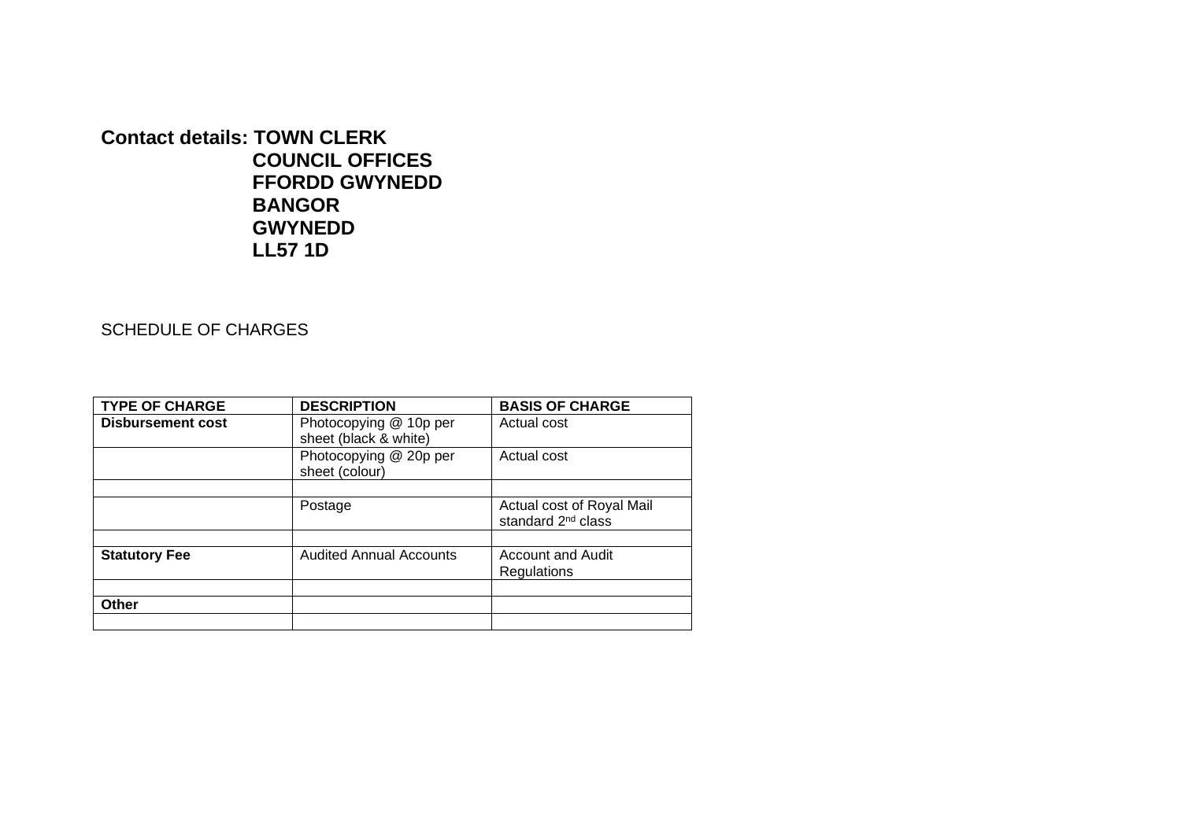**Contact details: TOWN CLERK**
**COUNCIL OFFICES**
**FFORDD GWYNEDD**
**BANGOR**
**GWYNEDD**
**LL57 1D**

SCHEDULE OF CHARGES

| TYPE OF CHARGE | DESCRIPTION | BASIS OF CHARGE |
|---|---|---|
| **Disbursement cost** | Photocopying @ 10p per sheet (black & white) | Actual cost |
| | Photocopying @ 20p per sheet (colour) | Actual cost |
| | | |
| | Postage | Actual cost of Royal Mail standard 2nd class |
| | | |
| **Statutory Fee** | Audited Annual Accounts | Account and Audit Regulations |
| | | |
| **Other** | | |
| | | |